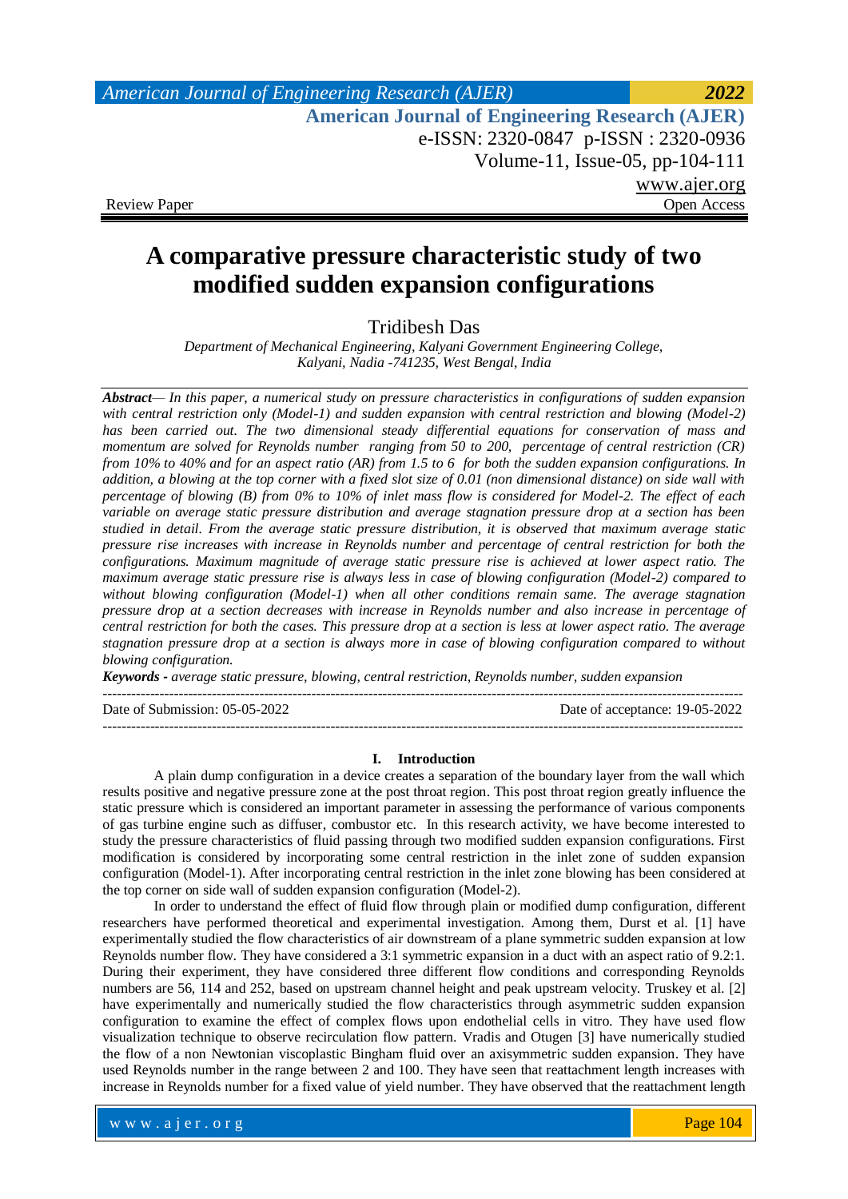Review Paper | Open Access

# A comparative pressure characteristic study of two modified sudden expansion configurations

Tridibesh Das

*Department of Mechanical Engineering, Kalyani Government Engineering College, Kalyani, Nadia -741235, West Bengal, India*

***Abstract***— *In this paper, a numerical study on pressure characteristics in configurations of sudden expansion with central restriction only (Model-1) and sudden expansion with central restriction and blowing (Model-2) has been carried out. The two dimensional steady differential equations for conservation of mass and momentum are solved for Reynolds number ranging from 50 to 200, percentage of central restriction (CR) from 10% to 40% and for an aspect ratio (AR) from 1.5 to 6 for both the sudden expansion configurations. In addition, a blowing at the top corner with a fixed slot size of 0.01 (non dimensional distance) on side wall with percentage of blowing (B) from 0% to 10% of inlet mass flow is considered for Model-2. The effect of each variable on average static pressure distribution and average stagnation pressure drop at a section has been studied in detail. From the average static pressure distribution, it is observed that maximum average static pressure rise increases with increase in Reynolds number and percentage of central restriction for both the configurations. Maximum magnitude of average static pressure rise is achieved at lower aspect ratio. The maximum average static pressure rise is always less in case of blowing configuration (Model-2) compared to without blowing configuration (Model-1) when all other conditions remain same. The average stagnation pressure drop at a section decreases with increase in Reynolds number and also increase in percentage of central restriction for both the cases. This pressure drop at a section is less at lower aspect ratio. The average stagnation pressure drop at a section is always more in case of blowing configuration compared to without blowing configuration.*

***Keywords -*** *average static pressure, blowing, central restriction, Reynolds number, sudden expansion*

---

Date of Submission: 05-05-2022 | Date of acceptance: 19-05-2022

---

## I. Introduction

A plain dump configuration in a device creates a separation of the boundary layer from the wall which results positive and negative pressure zone at the post throat region. This post throat region greatly influence the static pressure which is considered an important parameter in assessing the performance of various components of gas turbine engine such as diffuser, combustor etc. In this research activity, we have become interested to study the pressure characteristics of fluid passing through two modified sudden expansion configurations. First modification is considered by incorporating some central restriction in the inlet zone of sudden expansion configuration (Model-1). After incorporating central restriction in the inlet zone blowing has been considered at the top corner on side wall of sudden expansion configuration (Model-2).

In order to understand the effect of fluid flow through plain or modified dump configuration, different researchers have performed theoretical and experimental investigation. Among them, Durst et al. [1] have experimentally studied the flow characteristics of air downstream of a plane symmetric sudden expansion at low Reynolds number flow. They have considered a 3:1 symmetric expansion in a duct with an aspect ratio of 9.2:1. During their experiment, they have considered three different flow conditions and corresponding Reynolds numbers are 56, 114 and 252, based on upstream channel height and peak upstream velocity. Truskey et al. [2] have experimentally and numerically studied the flow characteristics through asymmetric sudden expansion configuration to examine the effect of complex flows upon endothelial cells in vitro. They have used flow visualization technique to observe recirculation flow pattern. Vradis and Otugen [3] have numerically studied the flow of a non Newtonian viscoplastic Bingham fluid over an axisymmetric sudden expansion. They have used Reynolds number in the range between 2 and 100. They have seen that reattachment length increases with increase in Reynolds number for a fixed value of yield number. They have observed that the reattachment length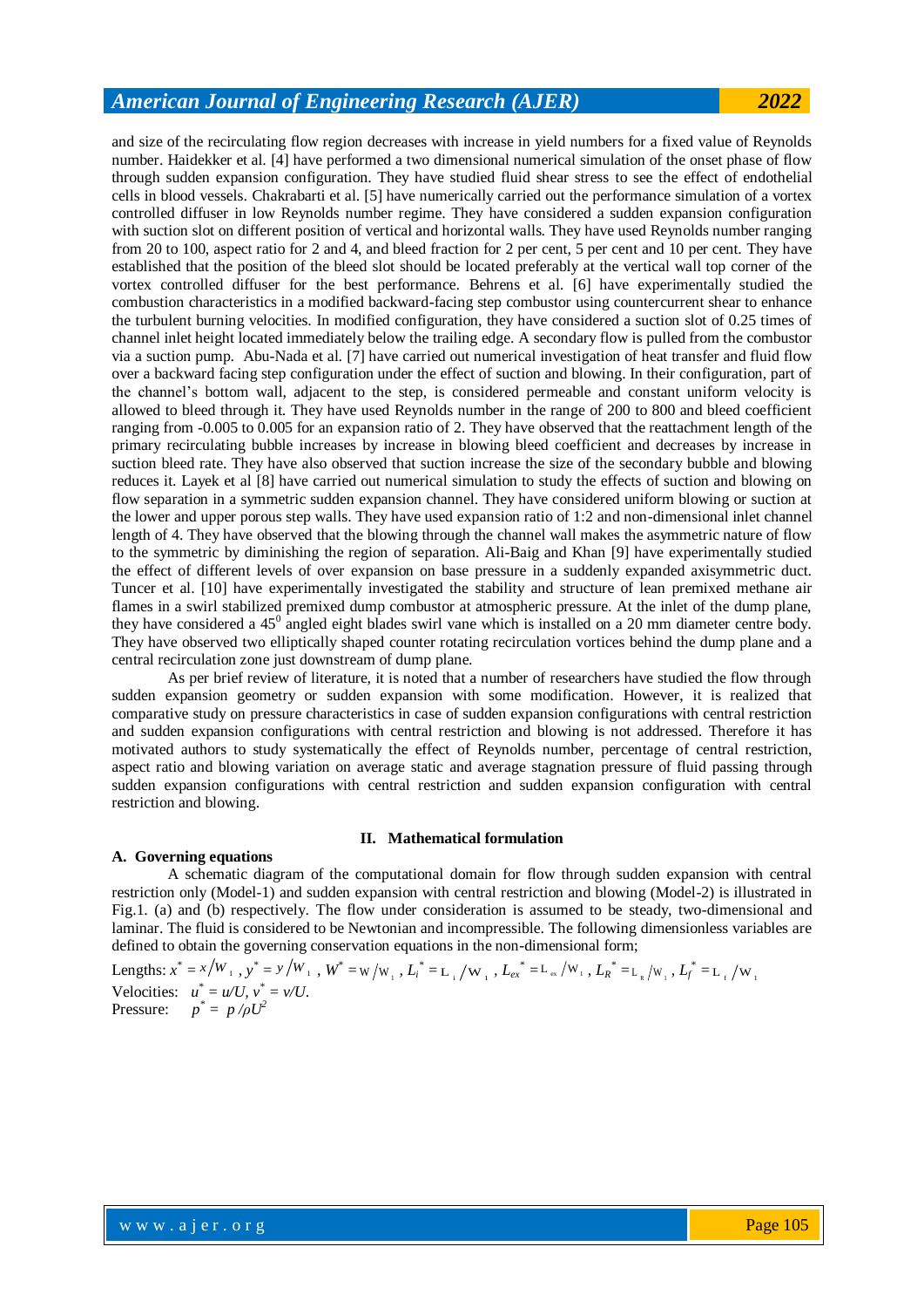and size of the recirculating flow region decreases with increase in yield numbers for a fixed value of Reynolds number. Haidekker et al. [4] have performed a two dimensional numerical simulation of the onset phase of flow through sudden expansion configuration. They have studied fluid shear stress to see the effect of endothelial cells in blood vessels. Chakrabarti et al. [5] have numerically carried out the performance simulation of a vortex controlled diffuser in low Reynolds number regime. They have considered a sudden expansion configuration with suction slot on different position of vertical and horizontal walls. They have used Reynolds number ranging from 20 to 100, aspect ratio for 2 and 4, and bleed fraction for 2 per cent, 5 per cent and 10 per cent. They have established that the position of the bleed slot should be located preferably at the vertical wall top corner of the vortex controlled diffuser for the best performance. Behrens et al. [6] have experimentally studied the combustion characteristics in a modified backward-facing step combustor using countercurrent shear to enhance the turbulent burning velocities. In modified configuration, they have considered a suction slot of 0.25 times of channel inlet height located immediately below the trailing edge. A secondary flow is pulled from the combustor via a suction pump. Abu-Nada et al. [7] have carried out numerical investigation of heat transfer and fluid flow over a backward facing step configuration under the effect of suction and blowing. In their configuration, part of the channel's bottom wall, adjacent to the step, is considered permeable and constant uniform velocity is allowed to bleed through it. They have used Reynolds number in the range of 200 to 800 and bleed coefficient ranging from -0.005 to 0.005 for an expansion ratio of 2. They have observed that the reattachment length of the primary recirculating bubble increases by increase in blowing bleed coefficient and decreases by increase in suction bleed rate. They have also observed that suction increase the size of the secondary bubble and blowing reduces it. Layek et al [8] have carried out numerical simulation to study the effects of suction and blowing on flow separation in a symmetric sudden expansion channel. They have considered uniform blowing or suction at the lower and upper porous step walls. They have used expansion ratio of 1:2 and non-dimensional inlet channel length of 4. They have observed that the blowing through the channel wall makes the asymmetric nature of flow to the symmetric by diminishing the region of separation. Ali-Baig and Khan [9] have experimentally studied the effect of different levels of over expansion on base pressure in a suddenly expanded axisymmetric duct. Tuncer et al. [10] have experimentally investigated the stability and structure of lean premixed methane air flames in a swirl stabilized premixed dump combustor at atmospheric pressure. At the inlet of the dump plane, they have considered a $45^0$ angled eight blades swirl vane which is installed on a 20 mm diameter centre body. They have observed two elliptically shaped counter rotating recirculation vortices behind the dump plane and a central recirculation zone just downstream of dump plane.

As per brief review of literature, it is noted that a number of researchers have studied the flow through sudden expansion geometry or sudden expansion with some modification. However, it is realized that comparative study on pressure characteristics in case of sudden expansion configurations with central restriction and sudden expansion configurations with central restriction and blowing is not addressed. Therefore it has motivated authors to study systematically the effect of Reynolds number, percentage of central restriction, aspect ratio and blowing variation on average static and average stagnation pressure of fluid passing through sudden expansion configurations with central restriction and sudden expansion configuration with central restriction and blowing.

## II. Mathematical formulation

### A. Governing equations

A schematic diagram of the computational domain for flow through sudden expansion with central restriction only (Model-1) and sudden expansion with central restriction and blowing (Model-2) is illustrated in Fig.1. (a) and (b) respectively. The flow under consideration is assumed to be steady, two-dimensional and laminar. The fluid is considered to be Newtonian and incompressible. The following dimensionless variables are defined to obtain the governing conservation equations in the non-dimensional form;

Lengths: $x^* = x/W_1$ , $y^* = y/W_1$ , $W^* = W/W_1$ , $L_i^* = L_i/W_1$ , $L_{ex}^* = L_{ex}/W_1$ , $L_R^* = L_R/W_1$ , $L_f^* = L_f/W_1$

Velocities: $u^* = u/U$, $v^* = v/U$.

Pressure: $p^* = p/\rho U^2$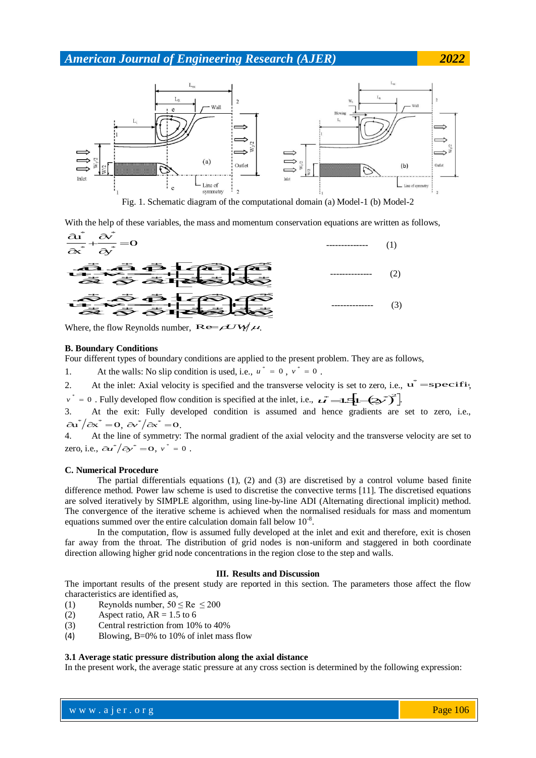Fig. 1. Schematic diagram of the computational domain (a) Model-1 (b) Model-2

With the help of these variables, the mass and momentum conservation equations are written as follows,

$$\frac{\partial u^*}{\partial x^*} + \frac{\partial v^*}{\partial y^*} = 0 \quad \text{-------------- (1)}$$

$$u^*\frac{\partial u^*}{\partial x^*} + v^*\frac{\partial u^*}{\partial y^*} = -\frac{\partial p^*}{\partial x^*} + \frac{1}{Re}\left[\frac{\partial}{\partial x^*}\left(\frac{\partial u^*}{\partial x^*}\right) + \frac{\partial}{\partial y^*}\left(\frac{\partial u^*}{\partial y^*}\right)\right] \quad \text{-------------- (2)}$$

$$u^*\frac{\partial v^*}{\partial x^*} + v^*\frac{\partial v^*}{\partial y^*} = -\frac{\partial p^*}{\partial y^*} + \frac{1}{Re}\left[\frac{\partial}{\partial x^*}\left(\frac{\partial v^*}{\partial x^*}\right) + \frac{\partial}{\partial y^*}\left(\frac{\partial v^*}{\partial y^*}\right)\right] \quad \text{-------------- (3)}$$

Where, the flow Reynolds number, $Re = \rho U W_1 / \mu$.

**B. Boundary Conditions**

Four different types of boundary conditions are applied to the present problem. They are as follows,

1. At the walls: No slip condition is used, i.e., $u^* = 0$, $v^* = 0$ .
2. At the inlet: Axial velocity is specified and the transverse velocity is set to zero, i.e., $u^* = \text{specified}$, $v^* = 0$ . Fully developed flow condition is specified at the inlet, i.e., $u^* = 1.5[1 - (2y^*)^2]$.
3. At the exit: Fully developed condition is assumed and hence gradients are set to zero, i.e., $\partial u^*/\partial x^* = 0$, $\partial v^*/\partial x^* = 0$.
4. At the line of symmetry: The normal gradient of the axial velocity and the transverse velocity are set to zero, i.e., $\partial u^*/\partial y^* = 0$, $v^* = 0$ .

**C. Numerical Procedure**

The partial differentials equations (1), (2) and (3) are discretised by a control volume based finite difference method. Power law scheme is used to discretise the convective terms [11]. The discretised equations are solved iteratively by SIMPLE algorithm, using line-by-line ADI (Alternating directional implicit) method. The convergence of the iterative scheme is achieved when the normalised residuals for mass and momentum equations summed over the entire calculation domain fall below $10^{-8}$.

In the computation, flow is assumed fully developed at the inlet and exit and therefore, exit is chosen far away from the throat. The distribution of grid nodes is non-uniform and staggered in both coordinate direction allowing higher grid node concentrations in the region close to the step and walls.

## III. Results and Discussion

The important results of the present study are reported in this section. The parameters those affect the flow characteristics are identified as,

(1) Reynolds number, $50 \leq Re \leq 200$
(2) Aspect ratio, AR = 1.5 to 6
(3) Central restriction from 10% to 40%
(4) Blowing, B=0% to 10% of inlet mass flow

**3.1 Average static pressure distribution along the axial distance**

In the present work, the average static pressure at any cross section is determined by the following expression: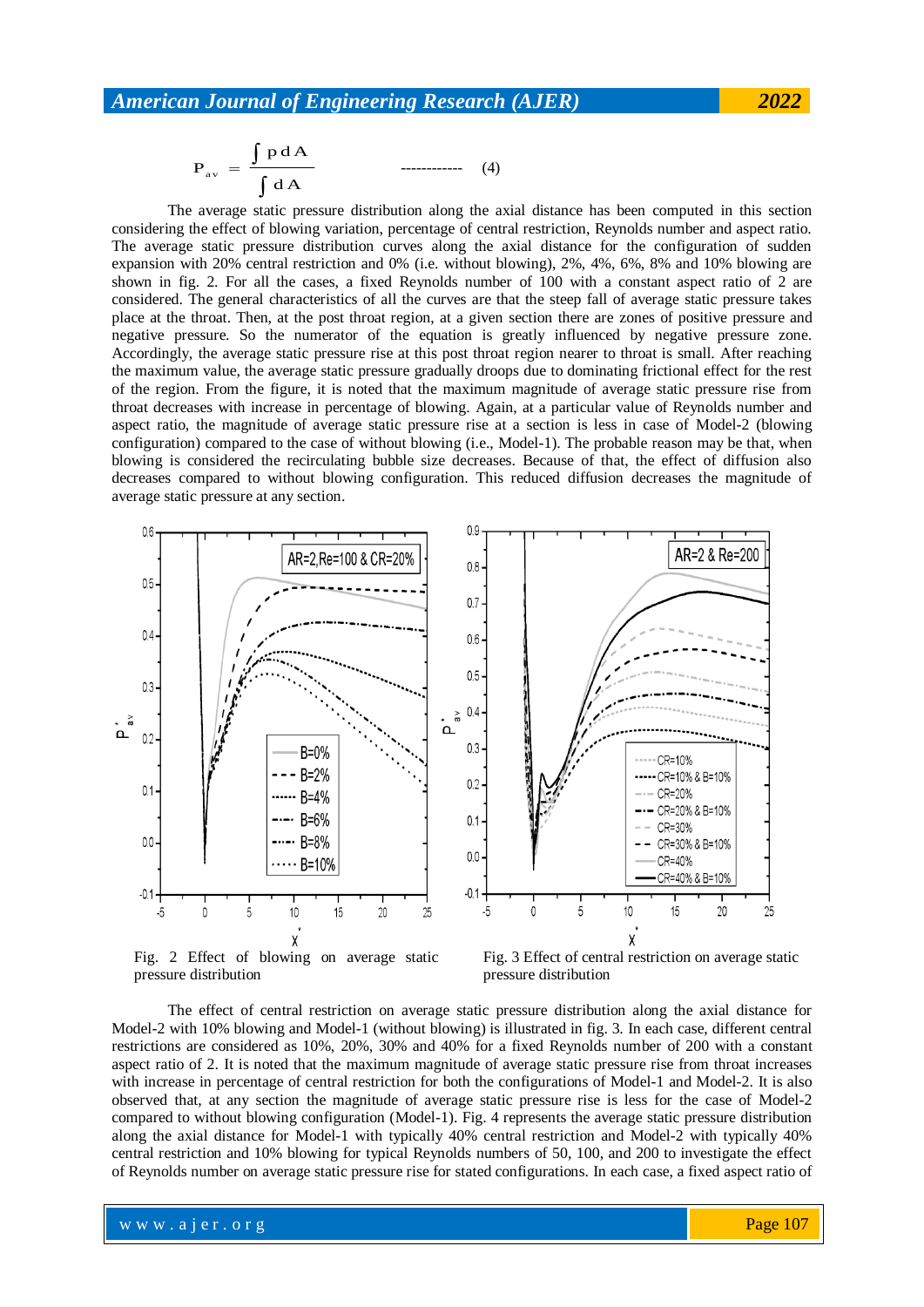$$P_{av} = \frac{\int p\, dA}{\int dA} \qquad \text{------------} \quad (4)$$

The average static pressure distribution along the axial distance has been computed in this section considering the effect of blowing variation, percentage of central restriction, Reynolds number and aspect ratio. The average static pressure distribution curves along the axial distance for the configuration of sudden expansion with 20% central restriction and 0% (i.e. without blowing), 2%, 4%, 6%, 8% and 10% blowing are shown in fig. 2. For all the cases, a fixed Reynolds number of 100 with a constant aspect ratio of 2 are considered. The general characteristics of all the curves are that the steep fall of average static pressure takes place at the throat. Then, at the post throat region, at a given section there are zones of positive pressure and negative pressure. So the numerator of the equation is greatly influenced by negative pressure zone. Accordingly, the average static pressure rise at this post throat region nearer to throat is small. After reaching the maximum value, the average static pressure gradually droops due to dominating frictional effect for the rest of the region. From the figure, it is noted that the maximum magnitude of average static pressure rise from throat decreases with increase in percentage of blowing. Again, at a particular value of Reynolds number and aspect ratio, the magnitude of average static pressure rise at a section is less in case of Model-2 (blowing configuration) compared to the case of without blowing (i.e., Model-1). The probable reason may be that, when blowing is considered the recirculating bubble size decreases. Because of that, the effect of diffusion also decreases compared to without blowing configuration. This reduced diffusion decreases the magnitude of average static pressure at any section.

Fig. 2 Effect of blowing on average static pressure distribution

Fig. 3 Effect of central restriction on average static pressure distribution

The effect of central restriction on average static pressure distribution along the axial distance for Model-2 with 10% blowing and Model-1 (without blowing) is illustrated in fig. 3. In each case, different central restrictions are considered as 10%, 20%, 30% and 40% for a fixed Reynolds number of 200 with a constant aspect ratio of 2. It is noted that the maximum magnitude of average static pressure rise from throat increases with increase in percentage of central restriction for both the configurations of Model-1 and Model-2. It is also observed that, at any section the magnitude of average static pressure rise is less for the case of Model-2 compared to without blowing configuration (Model-1). Fig. 4 represents the average static pressure distribution along the axial distance for Model-1 with typically 40% central restriction and Model-2 with typically 40% central restriction and 10% blowing for typical Reynolds numbers of 50, 100, and 200 to investigate the effect of Reynolds number on average static pressure rise for stated configurations. In each case, a fixed aspect ratio of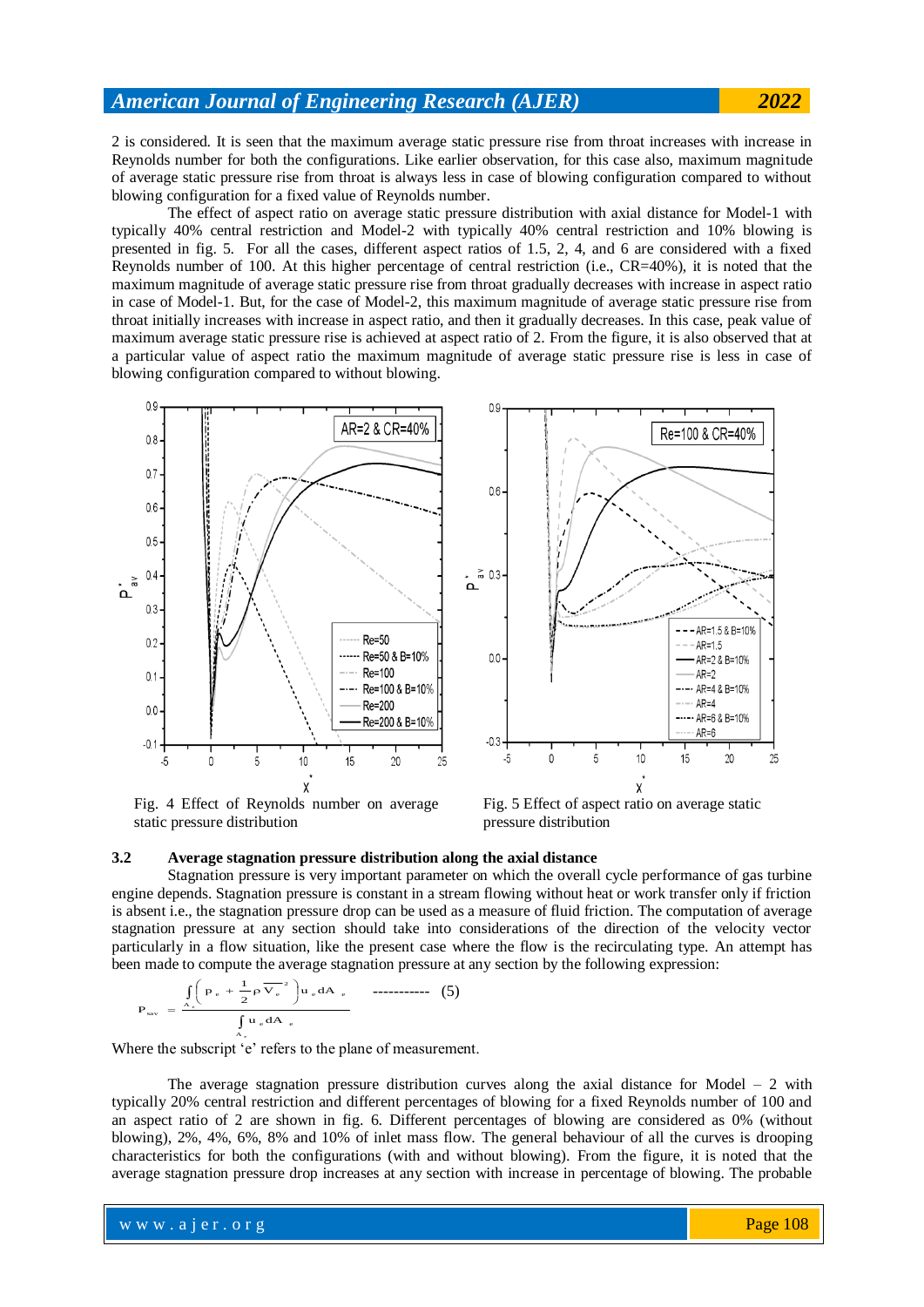2 is considered. It is seen that the maximum average static pressure rise from throat increases with increase in Reynolds number for both the configurations. Like earlier observation, for this case also, maximum magnitude of average static pressure rise from throat is always less in case of blowing configuration compared to without blowing configuration for a fixed value of Reynolds number.

The effect of aspect ratio on average static pressure distribution with axial distance for Model-1 with typically 40% central restriction and Model-2 with typically 40% central restriction and 10% blowing is presented in fig. 5. For all the cases, different aspect ratios of 1.5, 2, 4, and 6 are considered with a fixed Reynolds number of 100. At this higher percentage of central restriction (i.e., CR=40%), it is noted that the maximum magnitude of average static pressure rise from throat gradually decreases with increase in aspect ratio in case of Model-1. But, for the case of Model-2, this maximum magnitude of average static pressure rise from throat initially increases with increase in aspect ratio, and then it gradually decreases. In this case, peak value of maximum average static pressure rise is achieved at aspect ratio of 2. From the figure, it is also observed that at a particular value of aspect ratio the maximum magnitude of average static pressure rise is less in case of blowing configuration compared to without blowing.

Fig. 4 Effect of Reynolds number on average static pressure distribution

Fig. 5 Effect of aspect ratio on average static pressure distribution

### 3.2 Average stagnation pressure distribution along the axial distance

Stagnation pressure is very important parameter on which the overall cycle performance of gas turbine engine depends. Stagnation pressure is constant in a stream flowing without heat or work transfer only if friction is absent i.e., the stagnation pressure drop can be used as a measure of fluid friction. The computation of average stagnation pressure at any section should take into considerations of the direction of the velocity vector particularly in a flow situation, like the present case where the flow is the recirculating type. An attempt has been made to compute the average stagnation pressure at any section by the following expression:

$$P_{sav} = \frac{\int_{A_e} \left( p_e + \frac{1}{2}\rho \overline{V_e}^2 \right) u_e \, dA_e}{\int_{A_e} u_e \, dA_e} \quad \text{----------- (5)}$$

Where the subscript 'e' refers to the plane of measurement.

The average stagnation pressure distribution curves along the axial distance for Model – 2 with typically 20% central restriction and different percentages of blowing for a fixed Reynolds number of 100 and an aspect ratio of 2 are shown in fig. 6. Different percentages of blowing are considered as 0% (without blowing), 2%, 4%, 6%, 8% and 10% of inlet mass flow. The general behaviour of all the curves is drooping characteristics for both the configurations (with and without blowing). From the figure, it is noted that the average stagnation pressure drop increases at any section with increase in percentage of blowing. The probable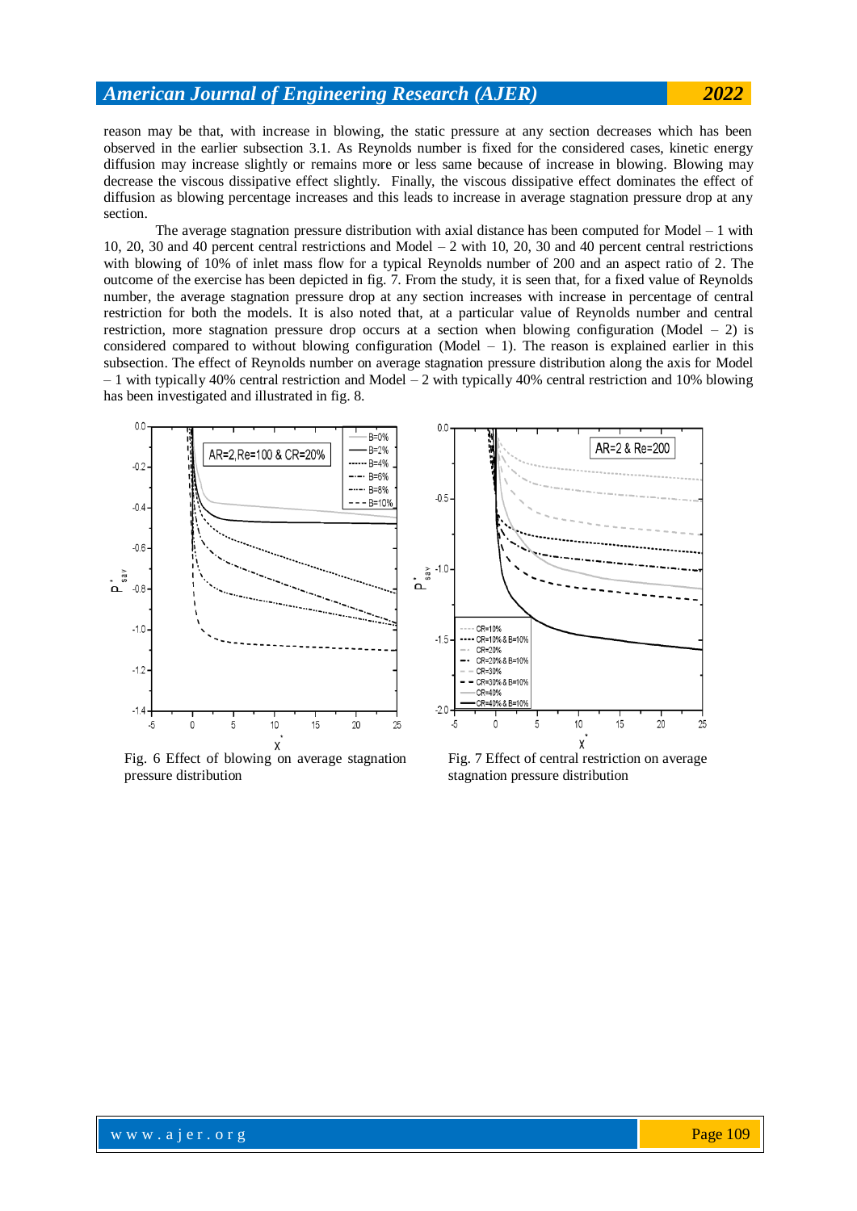reason may be that, with increase in blowing, the static pressure at any section decreases which has been observed in the earlier subsection 3.1. As Reynolds number is fixed for the considered cases, kinetic energy diffusion may increase slightly or remains more or less same because of increase in blowing. Blowing may decrease the viscous dissipative effect slightly. Finally, the viscous dissipative effect dominates the effect of diffusion as blowing percentage increases and this leads to increase in average stagnation pressure drop at any section.

The average stagnation pressure distribution with axial distance has been computed for Model – 1 with 10, 20, 30 and 40 percent central restrictions and Model – 2 with 10, 20, 30 and 40 percent central restrictions with blowing of 10% of inlet mass flow for a typical Reynolds number of 200 and an aspect ratio of 2. The outcome of the exercise has been depicted in fig. 7. From the study, it is seen that, for a fixed value of Reynolds number, the average stagnation pressure drop at any section increases with increase in percentage of central restriction for both the models. It is also noted that, at a particular value of Reynolds number and central restriction, more stagnation pressure drop occurs at a section when blowing configuration (Model – 2) is considered compared to without blowing configuration (Model – 1). The reason is explained earlier in this subsection. The effect of Reynolds number on average stagnation pressure distribution along the axis for Model – 1 with typically 40% central restriction and Model – 2 with typically 40% central restriction and 10% blowing has been investigated and illustrated in fig. 8.

Fig. 6 Effect of blowing on average stagnation pressure distribution

Fig. 7 Effect of central restriction on average stagnation pressure distribution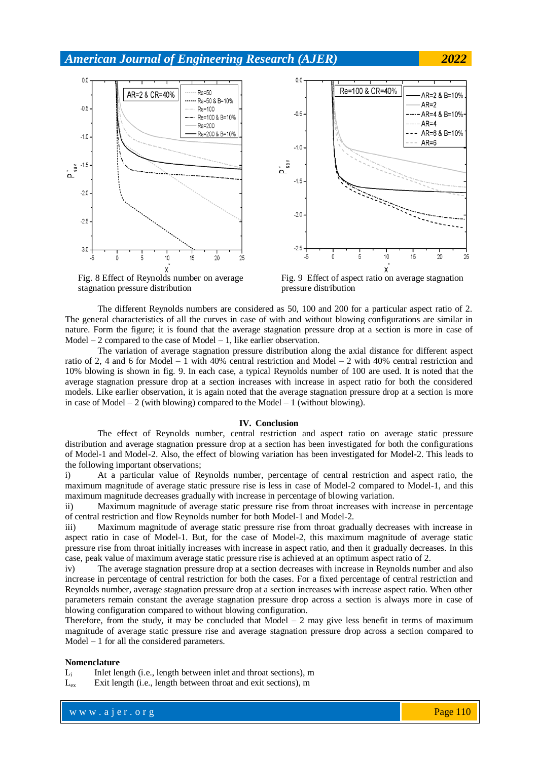Fig. 8 Effect of Reynolds number on average stagnation pressure distribution

Fig. 9 Effect of aspect ratio on average stagnation pressure distribution

The different Reynolds numbers are considered as 50, 100 and 200 for a particular aspect ratio of 2. The general characteristics of all the curves in case of with and without blowing configurations are similar in nature. Form the figure; it is found that the average stagnation pressure drop at a section is more in case of Model – 2 compared to the case of Model – 1, like earlier observation.

The variation of average stagnation pressure distribution along the axial distance for different aspect ratio of 2, 4 and 6 for Model – 1 with 40% central restriction and Model – 2 with 40% central restriction and 10% blowing is shown in fig. 9. In each case, a typical Reynolds number of 100 are used. It is noted that the average stagnation pressure drop at a section increases with increase in aspect ratio for both the considered models. Like earlier observation, it is again noted that the average stagnation pressure drop at a section is more in case of Model – 2 (with blowing) compared to the Model – 1 (without blowing).

## IV. Conclusion

The effect of Reynolds number, central restriction and aspect ratio on average static pressure distribution and average stagnation pressure drop at a section has been investigated for both the configurations of Model-1 and Model-2. Also, the effect of blowing variation has been investigated for Model-2. This leads to the following important observations;

i) At a particular value of Reynolds number, percentage of central restriction and aspect ratio, the maximum magnitude of average static pressure rise is less in case of Model-2 compared to Model-1, and this maximum magnitude decreases gradually with increase in percentage of blowing variation.

ii) Maximum magnitude of average static pressure rise from throat increases with increase in percentage of central restriction and flow Reynolds number for both Model-1 and Model-2.

iii) Maximum magnitude of average static pressure rise from throat gradually decreases with increase in aspect ratio in case of Model-1. But, for the case of Model-2, this maximum magnitude of average static pressure rise from throat initially increases with increase in aspect ratio, and then it gradually decreases. In this case, peak value of maximum average static pressure rise is achieved at an optimum aspect ratio of 2.

iv) The average stagnation pressure drop at a section decreases with increase in Reynolds number and also increase in percentage of central restriction for both the cases. For a fixed percentage of central restriction and Reynolds number, average stagnation pressure drop at a section increases with increase aspect ratio. When other parameters remain constant the average stagnation pressure drop across a section is always more in case of blowing configuration compared to without blowing configuration.

Therefore, from the study, it may be concluded that Model – 2 may give less benefit in terms of maximum magnitude of average static pressure rise and average stagnation pressure drop across a section compared to Model – 1 for all the considered parameters.

**Nomenclature**

$L_i$ Inlet length (i.e., length between inlet and throat sections), m

$L_{ex}$ Exit length (i.e., length between throat and exit sections), m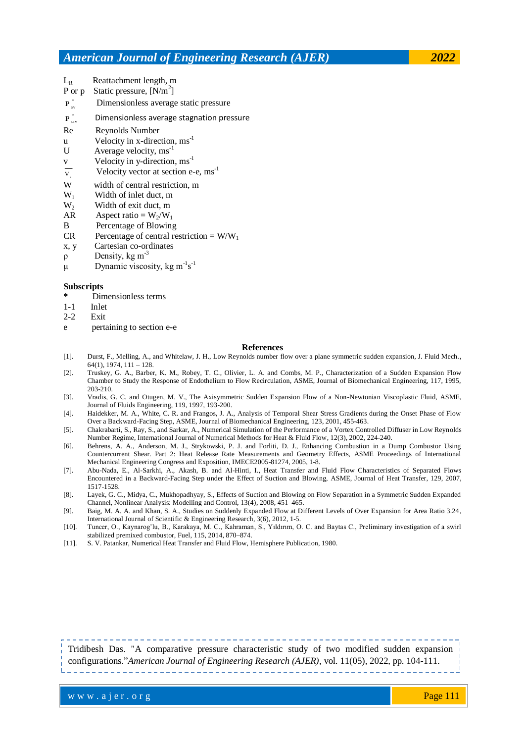$L_R$ Reattachment length, m
P or p Static pressure, $[N/m^2]$
$P^*_{av}$ Dimensionless average static pressure
$P^*_{sav}$ Dimensionless average stagnation pressure
Re Reynolds Number
u Velocity in x-direction, $ms^{-1}$
U Average velocity, $ms^{-1}$
v Velocity in y-direction, $ms^{-1}$
$\overline{V_e}$ Velocity vector at section e-e, $ms^{-1}$
W width of central restriction, m
$W_1$ Width of inlet duct, m
$W_2$ Width of exit duct, m
AR Aspect ratio = $W_2/W_1$
B Percentage of Blowing
CR Percentage of central restriction = $W/W_1$
x, y Cartesian co-ordinates
ρ Density, kg $m^{-3}$
μ Dynamic viscosity, kg $m^{-1}s^{-1}$

**Subscripts**

**\*** Dimensionless terms
1-1 Inlet
2-2 Exit
e pertaining to section e-e

## References

[1]. Durst, F., Melling, A., and Whitelaw, J. H., Low Reynolds number flow over a plane symmetric sudden expansion, J. Fluid Mech., 64(1), 1974, 111 – 128.

[2]. Truskey, G. A., Barber, K. M., Robey, T. C., Olivier, L. A. and Combs, M. P., Characterization of a Sudden Expansion Flow Chamber to Study the Response of Endothelium to Flow Recirculation, ASME, Journal of Biomechanical Engineering, 117, 1995, 203-210.

[3]. Vradis, G. C. and Otugen, M. V., The Axisymmetric Sudden Expansion Flow of a Non-Newtonian Viscoplastic Fluid, ASME, Journal of Fluids Engineering, 119, 1997, 193-200.

[4]. Haidekker, M. A., White, C. R. and Frangos, J. A., Analysis of Temporal Shear Stress Gradients during the Onset Phase of Flow Over a Backward-Facing Step, ASME, Journal of Biomechanical Engineering, 123, 2001, 455-463.

[5]. Chakrabarti, S., Ray, S., and Sarkar, A., Numerical Simulation of the Performance of a Vortex Controlled Diffuser in Low Reynolds Number Regime, International Journal of Numerical Methods for Heat & Fluid Flow, 12(3), 2002, 224-240.

[6]. Behrens, A. A., Anderson, M. J., Strykowski, P. J. and Forliti, D. J., Enhancing Combustion in a Dump Combustor Using Countercurrent Shear. Part 2: Heat Release Rate Measurements and Geometry Effects, ASME Proceedings of International Mechanical Engineering Congress and Exposition, IMECE2005-81274, 2005, 1-8.

[7]. Abu-Nada, E., Al-Sarkhi, A., Akash, B. and Al-Hinti, I., Heat Transfer and Fluid Flow Characteristics of Separated Flows Encountered in a Backward-Facing Step under the Effect of Suction and Blowing, ASME, Journal of Heat Transfer, 129, 2007, 1517-1528.

[8]. Layek, G. C., Midya, C., Mukhopadhyay, S., Effects of Suction and Blowing on Flow Separation in a Symmetric Sudden Expanded Channel, Nonlinear Analysis: Modelling and Control, 13(4), 2008, 451–465.

[9]. Baig, M. A. A. and Khan, S. A., Studies on Suddenly Expanded Flow at Different Levels of Over Expansion for Area Ratio 3.24, International Journal of Scientific & Engineering Research, 3(6), 2012, 1-5.

[10]. Tuncer, O., Kaynarog˘lu, B., Karakaya, M. C., Kahraman, S., Yıldırım, O. C. and Baytas C., Preliminary investigation of a swirl stabilized premixed combustor, Fuel, 115, 2014, 870–874.

[11]. S. V. Patankar, Numerical Heat Transfer and Fluid Flow, Hemisphere Publication, 1980.

Tridibesh Das. "A comparative pressure characteristic study of two modified sudden expansion configurations."*American Journal of Engineering Research (AJER)*, vol. 11(05), 2022, pp. 104-111.